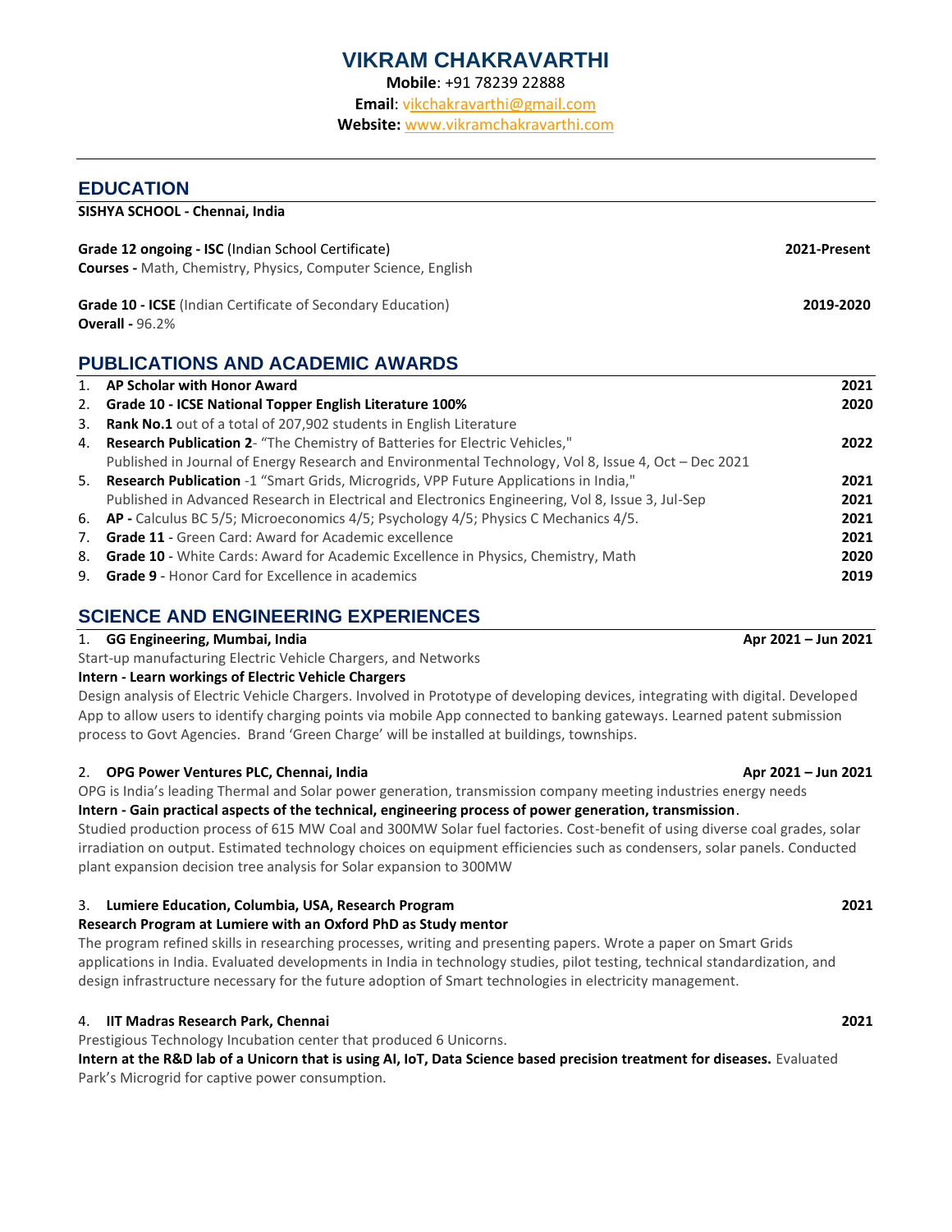# VIKRAM CHAKRAVARTHI

**Mobile**: +91 78239 22888

**Email**: vikchakravarthi@gmail.com

**Website:** www.vikramchakravarthi.com

---

## EDUCATION

**SISHYA SCHOOL - Chennai, India**

**Grade 12 ongoing - ISC** (Indian School Certificate) **2021-Present**
**Courses -** Math, Chemistry, Physics, Computer Science, English

**Grade 10 - ICSE** (Indian Certificate of Secondary Education) **2019-2020**
**Overall -** 96.2%

## PUBLICATIONS AND ACADEMIC AWARDS

1. **AP Scholar with Honor Award** **2021**
2. **Grade 10 - ICSE National Topper English Literature 100%** **2020**
3. **Rank No.1** out of a total of 207,902 students in English Literature
4. **Research Publication 2**- "The Chemistry of Batteries for Electric Vehicles," **2022**
   Published in Journal of Energy Research and Environmental Technology, Vol 8, Issue 4, Oct – Dec 2021
5. **Research Publication** -1 "Smart Grids, Microgrids, VPP Future Applications in India," **2021**
   Published in Advanced Research in Electrical and Electronics Engineering, Vol 8, Issue 3, Jul-Sep **2021**
6. **AP -** Calculus BC 5/5; Microeconomics 4/5; Psychology 4/5; Physics C Mechanics 4/5. **2021**
7. **Grade 11** - Green Card: Award for Academic excellence **2021**
8. **Grade 10** - White Cards: Award for Academic Excellence in Physics, Chemistry, Math **2020**
9. **Grade 9** - Honor Card for Excellence in academics **2019**

## SCIENCE AND ENGINEERING EXPERIENCES

1. **GG Engineering, Mumbai, India** **Apr 2021 – Jun 2021**

Start-up manufacturing Electric Vehicle Chargers, and Networks
**Intern - Learn workings of Electric Vehicle Chargers**
Design analysis of Electric Vehicle Chargers. Involved in Prototype of developing devices, integrating with digital. Developed App to allow users to identify charging points via mobile App connected to banking gateways. Learned patent submission process to Govt Agencies. Brand 'Green Charge' will be installed at buildings, townships.

2. **OPG Power Ventures PLC, Chennai, India** **Apr 2021 – Jun 2021**

OPG is India's leading Thermal and Solar power generation, transmission company meeting industries energy needs
**Intern - Gain practical aspects of the technical, engineering process of power generation, transmission**.
Studied production process of 615 MW Coal and 300MW Solar fuel factories. Cost-benefit of using diverse coal grades, solar irradiation on output. Estimated technology choices on equipment efficiencies such as condensers, solar panels. Conducted plant expansion decision tree analysis for Solar expansion to 300MW

3. **Lumiere Education, Columbia, USA, Research Program** **2021**

**Research Program at Lumiere with an Oxford PhD as Study mentor**
The program refined skills in researching processes, writing and presenting papers. Wrote a paper on Smart Grids applications in India. Evaluated developments in India in technology studies, pilot testing, technical standardization, and design infrastructure necessary for the future adoption of Smart technologies in electricity management.

4. **IIT Madras Research Park, Chennai** **2021**

Prestigious Technology Incubation center that produced 6 Unicorns.
**Intern at the R&D lab of a Unicorn that is using AI, IoT, Data Science based precision treatment for diseases.** Evaluated Park's Microgrid for captive power consumption.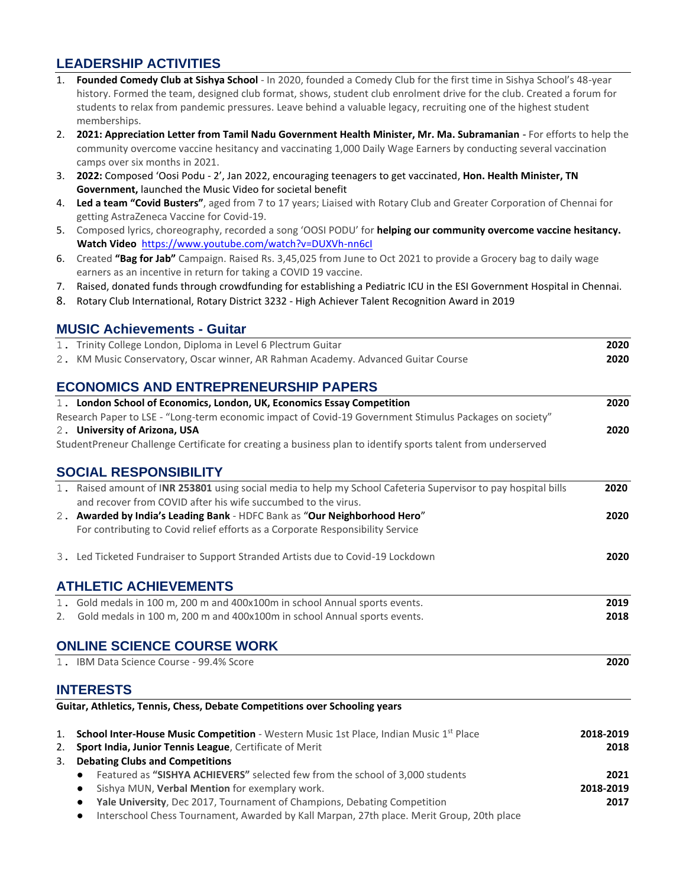## LEADERSHIP ACTIVITIES

1. **Founded Comedy Club at Sishya School** - In 2020, founded a Comedy Club for the first time in Sishya School's 48-year history. Formed the team, designed club format, shows, student club enrolment drive for the club. Created a forum for students to relax from pandemic pressures. Leave behind a valuable legacy, recruiting one of the highest student memberships.
2. **2021: Appreciation Letter from Tamil Nadu Government Health Minister, Mr. Ma. Subramanian -** For efforts to help the community overcome vaccine hesitancy and vaccinating 1,000 Daily Wage Earners by conducting several vaccination camps over six months in 2021.
3. **2022:** Composed 'Oosi Podu - 2', Jan 2022, encouraging teenagers to get vaccinated, **Hon. Health Minister, TN Government,** launched the Music Video for societal benefit
4. **Led a team "Covid Busters"**, aged from 7 to 17 years; Liaised with Rotary Club and Greater Corporation of Chennai for getting AstraZeneca Vaccine for Covid-19.
5. Composed lyrics, choreography, recorded a song 'OOSI PODU' for **helping our community overcome vaccine hesitancy. Watch Video** https://www.youtube.com/watch?v=DUXVh-nn6cI
6. Created **"Bag for Jab"** Campaign. Raised Rs. 3,45,025 from June to Oct 2021 to provide a Grocery bag to daily wage earners as an incentive in return for taking a COVID 19 vaccine.
7. Raised, donated funds through crowdfunding for establishing a Pediatric ICU in the ESI Government Hospital in Chennai.
8. Rotary Club International, Rotary District 3232 - High Achiever Talent Recognition Award in 2019

## MUSIC Achievements - Guitar

1. Trinity College London, Diploma in Level 6 Plectrum Guitar **2020**
2. KM Music Conservatory, Oscar winner, AR Rahman Academy. Advanced Guitar Course **2020**

## ECONOMICS AND ENTREPRENEURSHIP PAPERS

1. **London School of Economics, London, UK, Economics Essay Competition** **2020**

Research Paper to LSE - "Long-term economic impact of Covid-19 Government Stimulus Packages on society"

2. **University of Arizona, USA** **2020**

StudentPreneur Challenge Certificate for creating a business plan to identify sports talent from underserved

## SOCIAL RESPONSIBILITY

1. Raised amount of I**NR 253801** using social media to help my School Cafeteria Supervisor to pay hospital bills and recover from COVID after his wife succumbed to the virus. **2020**
2. **Awarded by India's Leading Bank** - HDFC Bank as "**Our Neighborhood Hero**" **2020**
   For contributing to Covid relief efforts as a Corporate Responsibility Service
3. Led Ticketed Fundraiser to Support Stranded Artists due to Covid-19 Lockdown **2020**

## ATHLETIC ACHIEVEMENTS

1. Gold medals in 100 m, 200 m and 400x100m in school Annual sports events. **2019**
2. Gold medals in 100 m, 200 m and 400x100m in school Annual sports events. **2018**

## ONLINE SCIENCE COURSE WORK

1. IBM Data Science Course - 99.4% Score **2020**

## INTERESTS

**Guitar, Athletics, Tennis, Chess, Debate Competitions over Schooling years**

1. **School Inter-House Music Competition** - Western Music 1st Place, Indian Music 1st Place **2018-2019**
2. **Sport India, Junior Tennis League**, Certificate of Merit **2018**
3. **Debating Clubs and Competitions**
   - Featured as **"SISHYA ACHIEVERS"** selected few from the school of 3,000 students **2021**
   - Sishya MUN, **Verbal Mention** for exemplary work. **2018-2019**
   - **Yale University**, Dec 2017, Tournament of Champions, Debating Competition **2017**
   - Interschool Chess Tournament, Awarded by Kall Marpan, 27th place. Merit Group, 20th place